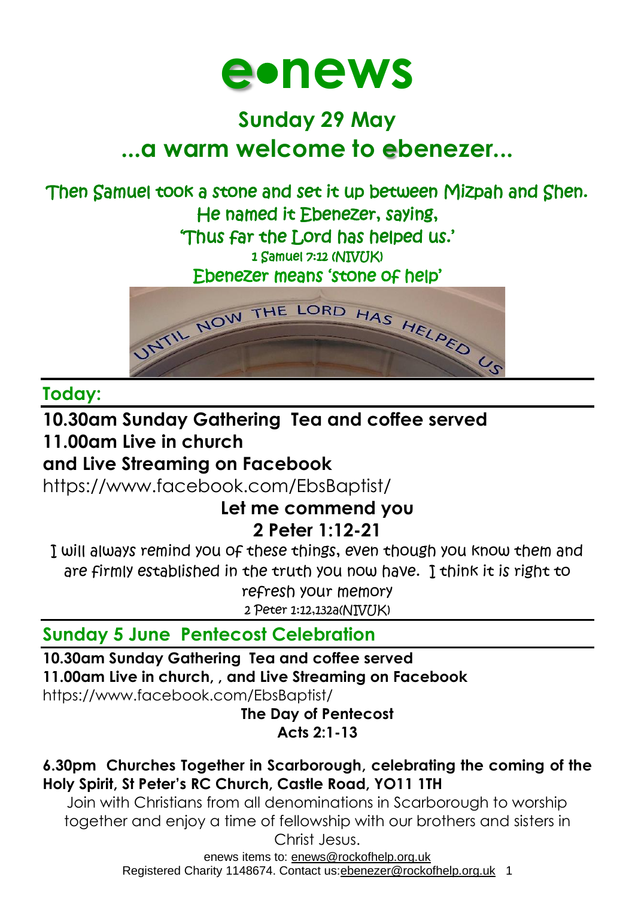# e•news

## Sunday 29 May

## ...a warm welcome to ebenezer...

Then Samuel took a stone and set it up between Mizpah and Shen.
He named it Ebenezer, saying,
'Thus far the Lord has helped us.'
1 Samuel 7:12 (NIVUK)
Ebenezer means 'stone of help'

UNTIL NOW THE LORD HAS HELPED US

## Today:

**10.30am Sunday Gathering Tea and coffee served**
**11.00am Live in church**
**and Live Streaming on Facebook**
https://www.facebook.com/EbsBaptist/

**Let me commend you**
**2 Peter 1:12-21**

I will always remind you of these things, even though you know them and are firmly established in the truth you now have. I think it is right to refresh your memory
2 Peter 1:12,132a(NIVUK)

## Sunday 5 June Pentecost Celebration

**10.30am Sunday Gathering Tea and coffee served**
**11.00am Live in church, , and Live Streaming on Facebook**
https://www.facebook.com/EbsBaptist/

**The Day of Pentecost**
**Acts 2:1-13**

**6.30pm Churches Together in Scarborough, celebrating the coming of the Holy Spirit, St Peter's RC Church, Castle Road, YO11 1TH**

Join with Christians from all denominations in Scarborough to worship together and enjoy a time of fellowship with our brothers and sisters in Christ Jesus.

enews items to: enews@rockofhelp.org.uk
Registered Charity 1148674. Contact us:ebenezer@rockofhelp.org.uk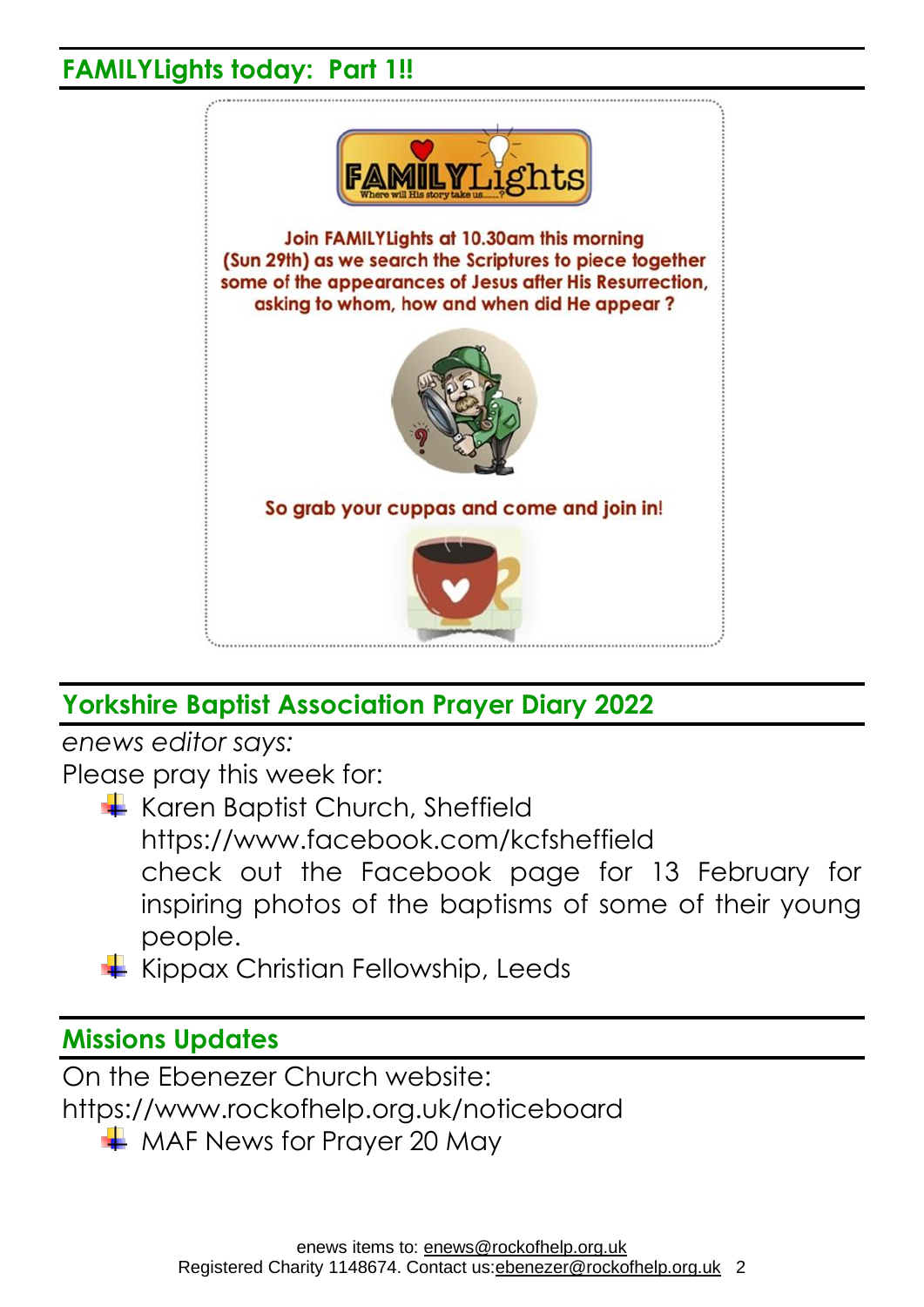## FAMILYLights today: Part 1!!

FAMILYLights

Where will His story take us.......?

Join FAMILYLights at 10.30am this morning (Sun 29th) as we search the Scriptures to piece together some of the appearances of Jesus after His Resurrection, asking to whom, how and when did He appear ?

So grab your cuppas and come and join in!

## Yorkshire Baptist Association Prayer Diary 2022

*enews editor says:*

Please pray this week for:

- Karen Baptist Church, Sheffield
  https://www.facebook.com/kcfsheffield
  check out the Facebook page for 13 February for inspiring photos of the baptisms of some of their young people.
- Kippax Christian Fellowship, Leeds

## Missions Updates

On the Ebenezer Church website:
https://www.rockofhelp.org.uk/noticeboard

- MAF News for Prayer 20 May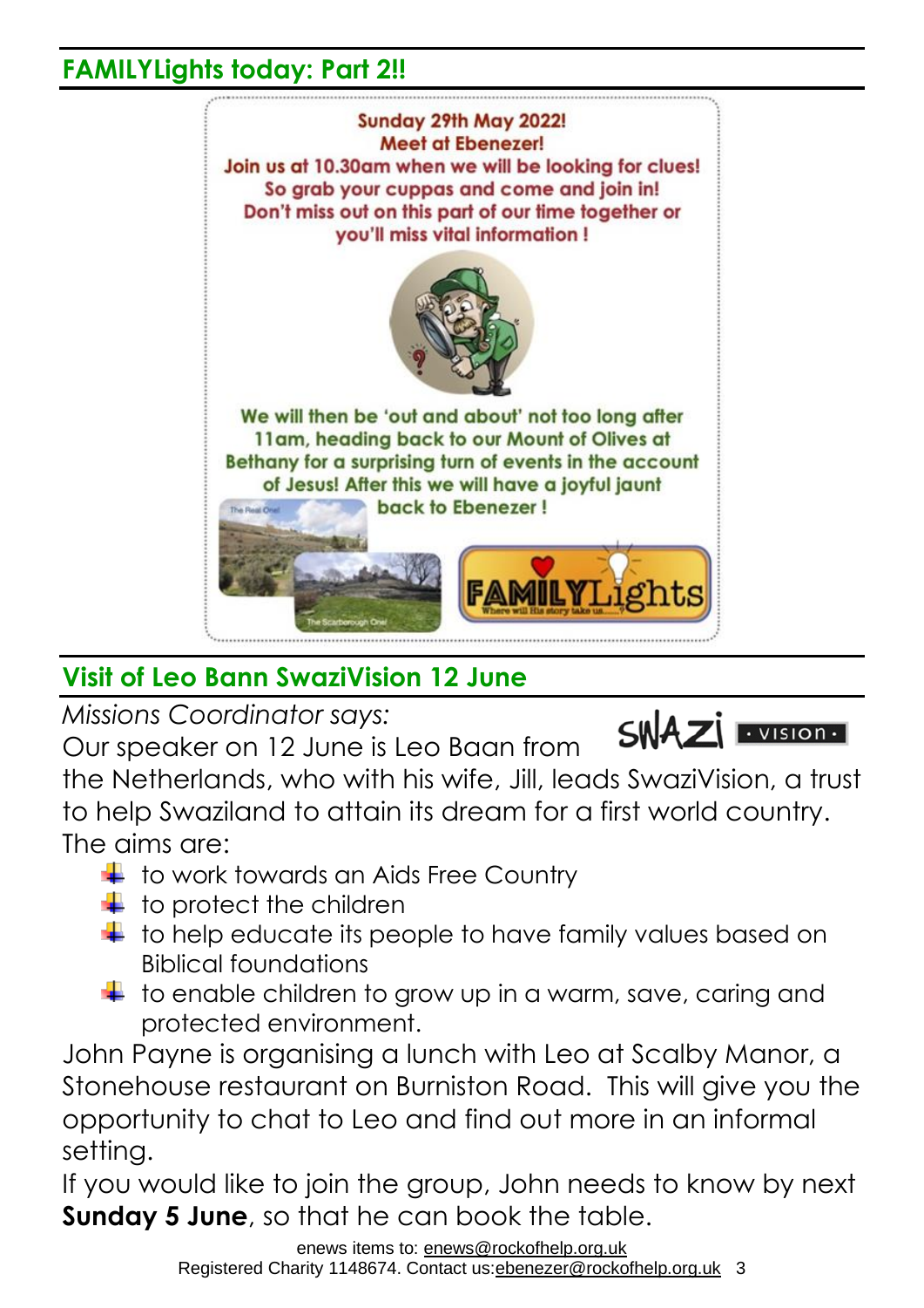## FAMILYLights today: Part 2!!

Sunday 29th May 2022!
Meet at Ebenezer!
Join us at 10.30am when we will be looking for clues!
So grab your cuppas and come and join in!
Don't miss out on this part of our time together or you'll miss vital information !

We will then be 'out and about' not too long after 11am, heading back to our Mount of Olives at Bethany for a surprising turn of events in the account of Jesus! After this we will have a joyful jaunt back to Ebenezer !

The Real One!

The Scarborough One!

FAMILYLights
Where will His story take us......?

## Visit of Leo Bann SwaziVision 12 June

*Missions Coordinator says:*

SWAZI · VISION ·

Our speaker on 12 June is Leo Baan from the Netherlands, who with his wife, Jill, leads SwaziVision, a trust to help Swaziland to attain its dream for a first world country. The aims are:

- to work towards an Aids Free Country
- to protect the children
- to help educate its people to have family values based on Biblical foundations
- to enable children to grow up in a warm, save, caring and protected environment.

John Payne is organising a lunch with Leo at Scalby Manor, a Stonehouse restaurant on Burniston Road. This will give you the opportunity to chat to Leo and find out more in an informal setting.

If you would like to join the group, John needs to know by next **Sunday 5 June**, so that he can book the table.

enews items to: enews@rockofhelp.org.uk
Registered Charity 1148674. Contact us:ebenezer@rockofhelp.org.uk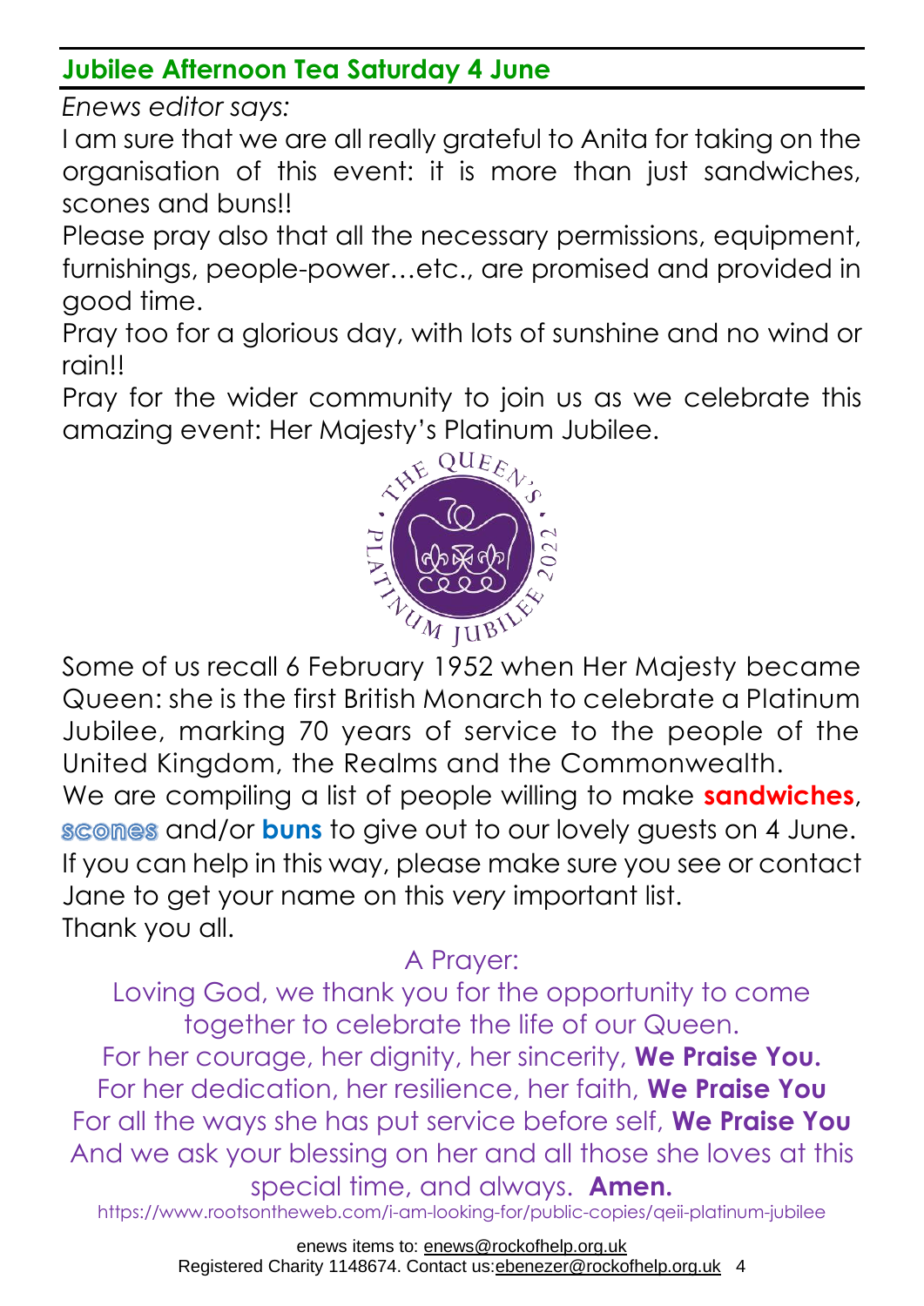## Jubilee Afternoon Tea Saturday 4 June

*Enews editor says:*

I am sure that we are all really grateful to Anita for taking on the organisation of this event: it is more than just sandwiches, scones and buns!!

Please pray also that all the necessary permissions, equipment, furnishings, people-power…etc., are promised and provided in good time.

Pray too for a glorious day, with lots of sunshine and no wind or rain!!

Pray for the wider community to join us as we celebrate this amazing event: Her Majesty's Platinum Jubilee.

Some of us recall 6 February 1952 when Her Majesty became Queen: she is the first British Monarch to celebrate a Platinum Jubilee, marking 70 years of service to the people of the United Kingdom, the Realms and the Commonwealth.

We are compiling a list of people willing to make **sandwiches**, **scones** and/or **buns** to give out to our lovely guests on 4 June. If you can help in this way, please make sure you see or contact Jane to get your name on this *very* important list.

Thank you all.

A Prayer:

Loving God, we thank you for the opportunity to come together to celebrate the life of our Queen.
For her courage, her dignity, her sincerity, **We Praise You.**
For her dedication, her resilience, her faith, **We Praise You**
For all the ways she has put service before self, **We Praise You**
And we ask your blessing on her and all those she loves at this special time, and always. **Amen.**

https://www.rootsontheweb.com/i-am-looking-for/public-copies/qeii-platinum-jubilee

enews items to: enews@rockofhelp.org.uk
Registered Charity 1148674. Contact us: ebenezer@rockofhelp.org.uk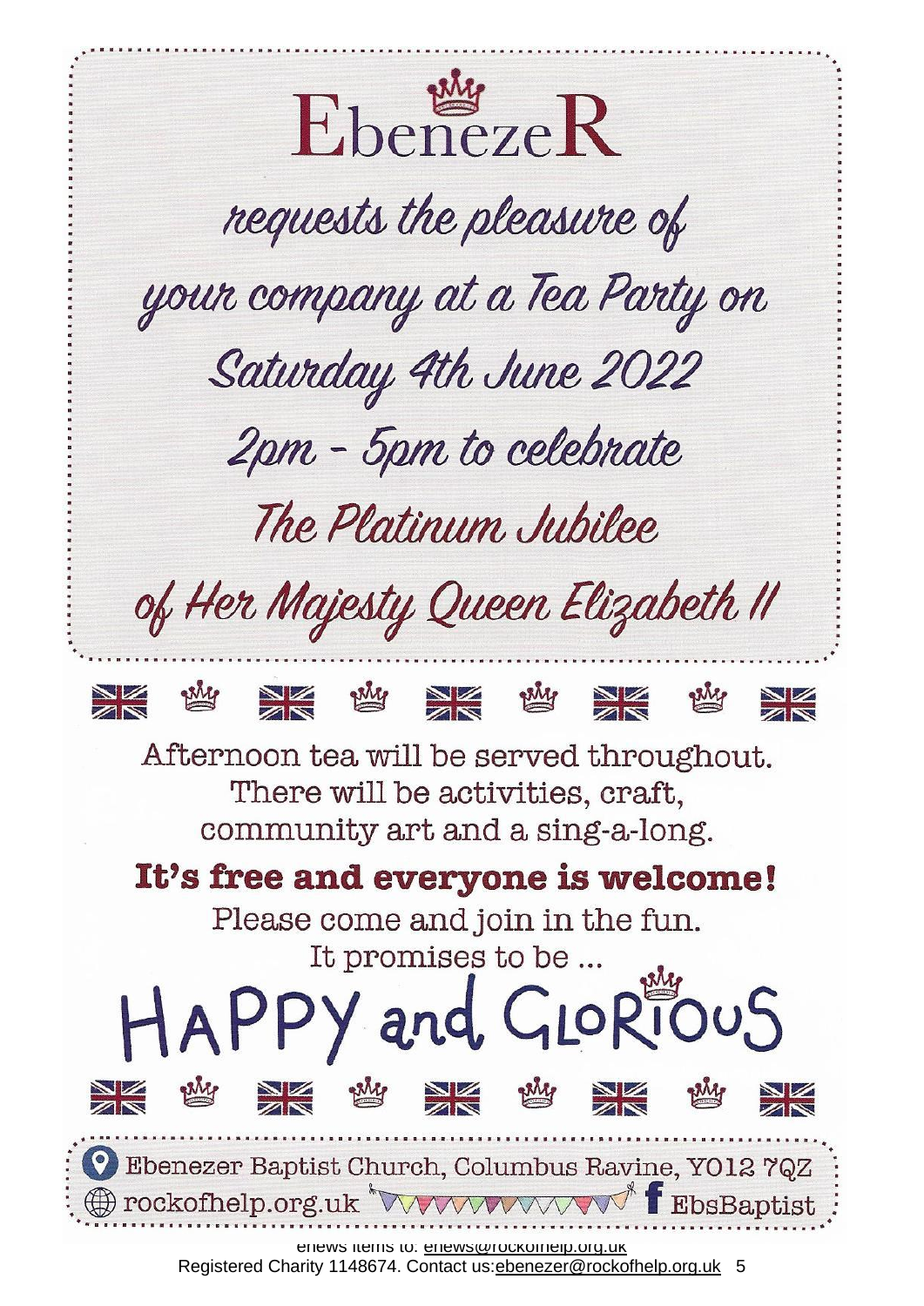# EbenezeR

*requests the pleasure of your company at a Tea Party on Saturday 4th June 2022 2pm - 5pm to celebrate The Platinum Jubilee of Her Majesty Queen Elizabeth II*

Afternoon tea will be served throughout.
There will be activities, craft, community art and a sing-a-long.

**It's free and everyone is welcome!**

Please come and join in the fun.
It promises to be ...

## HAPPY and GLORIOUS

Ebenezer Baptist Church, Columbus Ravine, YO12 7QZ

rockofhelp.org.uk

EbsBaptist

enews items to: enews@rockofhelp.org.uk

Registered Charity 1148674. Contact us: ebenezer@rockofhelp.org.uk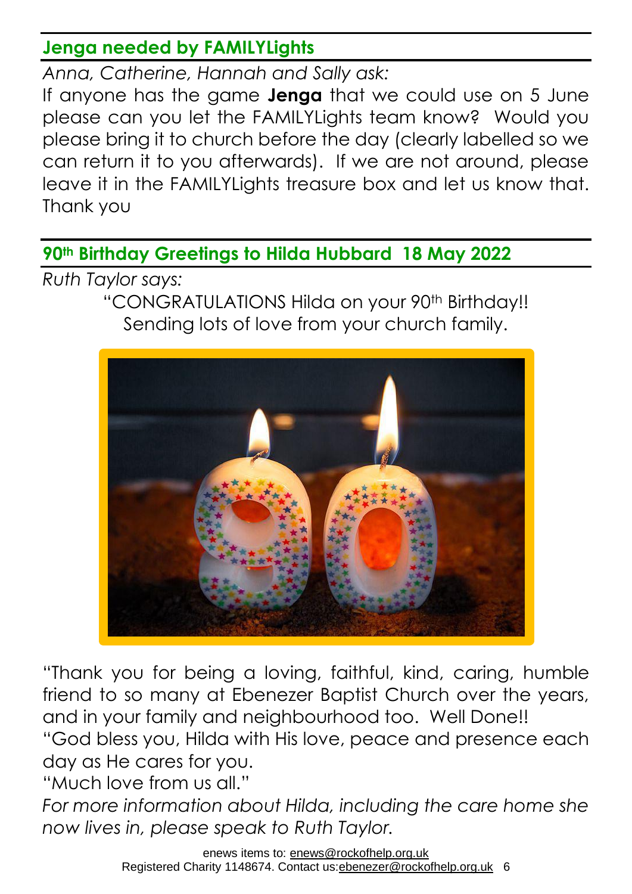## Jenga needed by FAMILYLights

*Anna, Catherine, Hannah and Sally ask:*

If anyone has the game **Jenga** that we could use on 5 June please can you let the FAMILYLights team know? Would you please bring it to church before the day (clearly labelled so we can return it to you afterwards). If we are not around, please leave it in the FAMILYLights treasure box and let us know that. Thank you

## 90th Birthday Greetings to Hilda Hubbard 18 May 2022

*Ruth Taylor says:*

"CONGRATULATIONS Hilda on your 90th Birthday!!
Sending lots of love from your church family.

"Thank you for being a loving, faithful, kind, caring, humble friend to so many at Ebenezer Baptist Church over the years, and in your family and neighbourhood too. Well Done!!

"God bless you, Hilda with His love, peace and presence each day as He cares for you.

"Much love from us all."

*For more information about Hilda, including the care home she now lives in, please speak to Ruth Taylor.*

enews items to: enews@rockofhelp.org.uk
Registered Charity 1148674. Contact us: ebenezer@rockofhelp.org.uk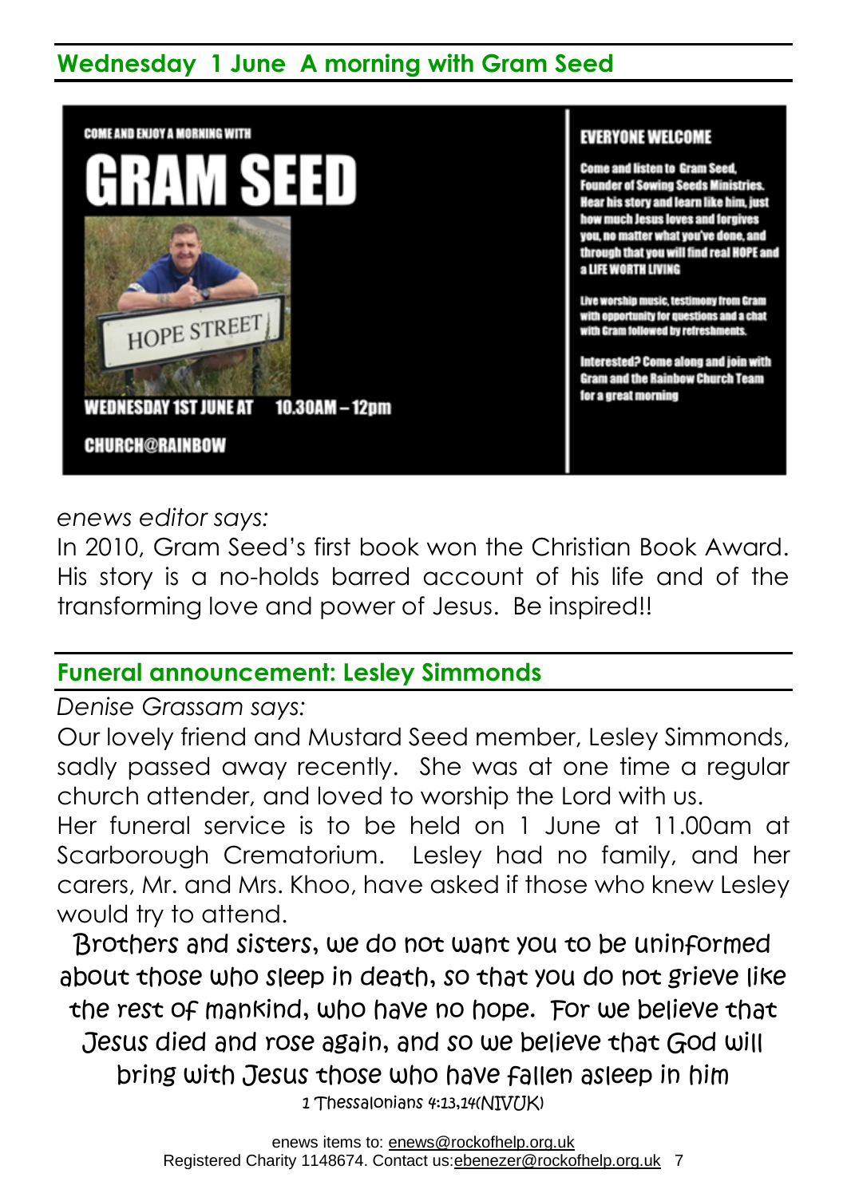## Wednesday 1 June A morning with Gram Seed

COME AND ENJOY A MORNING WITH

**GRAM SEED**

HOPE STREET

WEDNESDAY 1ST JUNE AT 10.30AM – 12pm

CHURCH@RAINBOW

**EVERYONE WELCOME**

Come and listen to Gram Seed, Founder of Sowing Seeds Ministries. Hear his story and learn like him, just how much Jesus loves and forgives you, no matter what you've done, and through that you will find real HOPE and a LIFE WORTH LIVING

Live worship music, testimony from Gram with opportunity for questions and a chat with Gram followed by refreshments.

Interested? Come along and join with Gram and the Rainbow Church Team for a great morning

*enews editor says:*

In 2010, Gram Seed's first book won the Christian Book Award. His story is a no-holds barred account of his life and of the transforming love and power of Jesus. Be inspired!!

## Funeral announcement: Lesley Simmonds

*Denise Grassam says:*

Our lovely friend and Mustard Seed member, Lesley Simmonds, sadly passed away recently. She was at one time a regular church attender, and loved to worship the Lord with us.

Her funeral service is to be held on 1 June at 11.00am at Scarborough Crematorium. Lesley had no family, and her carers, Mr. and Mrs. Khoo, have asked if those who knew Lesley would try to attend.

Brothers and sisters, we do not want you to be uninformed about those who sleep in death, so that you do not grieve like the rest of mankind, who have no hope. For we believe that Jesus died and rose again, and so we believe that God will bring with Jesus those who have fallen asleep in him

1 Thessalonians 4:13,14(NIVUK)

enews items to: enews@rockofhelp.org.uk

Registered Charity 1148674. Contact us:ebenezer@rockofhelp.org.uk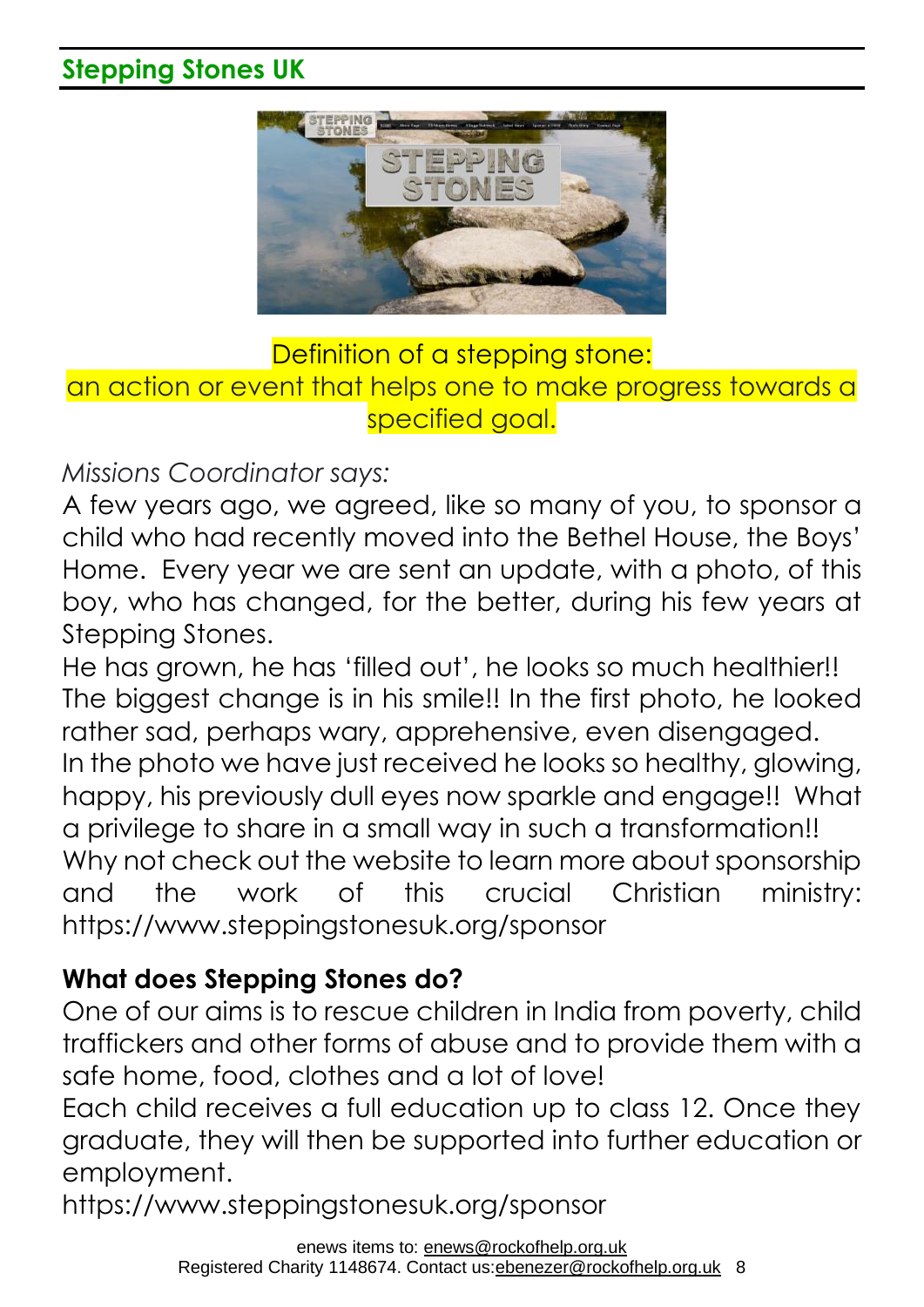## Stepping Stones UK

Definition of a stepping stone:
an action or event that helps one to make progress towards a specified goal.

*Missions Coordinator says:*

A few years ago, we agreed, like so many of you, to sponsor a child who had recently moved into the Bethel House, the Boys' Home. Every year we are sent an update, with a photo, of this boy, who has changed, for the better, during his few years at Stepping Stones.

He has grown, he has 'filled out', he looks so much healthier!! The biggest change is in his smile!! In the first photo, he looked rather sad, perhaps wary, apprehensive, even disengaged. In the photo we have just received he looks so healthy, glowing, happy, his previously dull eyes now sparkle and engage!! What a privilege to share in a small way in such a transformation!! Why not check out the website to learn more about sponsorship and the work of this crucial Christian ministry: https://www.steppingstonesuk.org/sponsor

### What does Stepping Stones do?

One of our aims is to rescue children in India from poverty, child traffickers and other forms of abuse and to provide them with a safe home, food, clothes and a lot of love!

Each child receives a full education up to class 12. Once they graduate, they will then be supported into further education or employment.

https://www.steppingstonesuk.org/sponsor

enews items to: enews@rockofhelp.org.uk
Registered Charity 1148674. Contact us: ebenezer@rockofhelp.org.uk